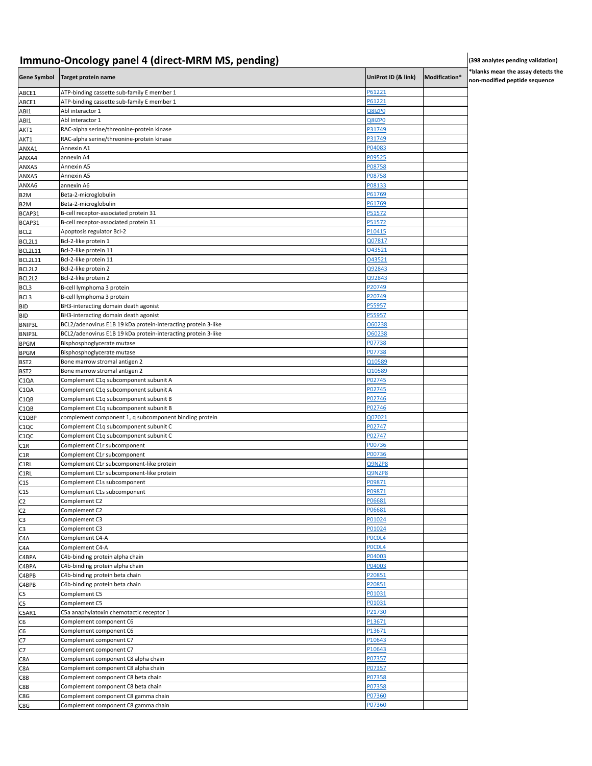# Immuno-Oncology panel 4 (direct-MRM MS, pending)

**(398 analytes pending validation)**

***blanks mean the assay detects the non-modified peptide sequence**

| Gene Symbol | Target protein name | UniProt ID (& link) | Modification* |
|---|---|---|---|
| ABCE1 | ATP-binding cassette sub-family E member 1 | P61221 | |
| ABCE1 | ATP-binding cassette sub-family E member 1 | P61221 | |
| ABI1 | Abl interactor 1 | Q8IZP0 | |
| ABI1 | Abl interactor 1 | Q8IZP0 | |
| AKT1 | RAC-alpha serine/threonine-protein kinase | P31749 | |
| AKT1 | RAC-alpha serine/threonine-protein kinase | P31749 | |
| ANXA1 | Annexin A1 | P04083 | |
| ANXA4 | annexin A4 | P09525 | |
| ANXA5 | Annexin A5 | P08758 | |
| ANXA5 | Annexin A5 | P08758 | |
| ANXA6 | annexin A6 | P08133 | |
| B2M | Beta-2-microglobulin | P61769 | |
| B2M | Beta-2-microglobulin | P61769 | |
| BCAP31 | B-cell receptor-associated protein 31 | P51572 | |
| BCAP31 | B-cell receptor-associated protein 31 | P51572 | |
| BCL2 | Apoptosis regulator Bcl-2 | P10415 | |
| BCL2L1 | Bcl-2-like protein 1 | Q07817 | |
| BCL2L11 | Bcl-2-like protein 11 | O43521 | |
| BCL2L11 | Bcl-2-like protein 11 | O43521 | |
| BCL2L2 | Bcl-2-like protein 2 | Q92843 | |
| BCL2L2 | Bcl-2-like protein 2 | Q92843 | |
| BCL3 | B-cell lymphoma 3 protein | P20749 | |
| BCL3 | B-cell lymphoma 3 protein | P20749 | |
| BID | BH3-interacting domain death agonist | P55957 | |
| BID | BH3-interacting domain death agonist | P55957 | |
| BNIP3L | BCL2/adenovirus E1B 19 kDa protein-interacting protein 3-like | O60238 | |
| BNIP3L | BCL2/adenovirus E1B 19 kDa protein-interacting protein 3-like | O60238 | |
| BPGM | Bisphosphoglycerate mutase | P07738 | |
| BPGM | Bisphosphoglycerate mutase | P07738 | |
| BST2 | Bone marrow stromal antigen 2 | Q10589 | |
| BST2 | Bone marrow stromal antigen 2 | Q10589 | |
| C1QA | Complement C1q subcomponent subunit A | P02745 | |
| C1QA | Complement C1q subcomponent subunit A | P02745 | |
| C1QB | Complement C1q subcomponent subunit B | P02746 | |
| C1QB | Complement C1q subcomponent subunit B | P02746 | |
| C1QBP | complement component 1, q subcomponent binding protein | Q07021 | |
| C1QC | Complement C1q subcomponent subunit C | P02747 | |
| C1QC | Complement C1q subcomponent subunit C | P02747 | |
| C1R | Complement C1r subcomponent | P00736 | |
| C1R | Complement C1r subcomponent | P00736 | |
| C1RL | Complement C1r subcomponent-like protein | Q9NZP8 | |
| C1RL | Complement C1r subcomponent-like protein | Q9NZP8 | |
| C1S | Complement C1s subcomponent | P09871 | |
| C1S | Complement C1s subcomponent | P09871 | |
| C2 | Complement C2 | P06681 | |
| C2 | Complement C2 | P06681 | |
| C3 | Complement C3 | P01024 | |
| C3 | Complement C3 | P01024 | |
| C4A | Complement C4-A | P0C0L4 | |
| C4A | Complement C4-A | P0C0L4 | |
| C4BPA | C4b-binding protein alpha chain | P04003 | |
| C4BPA | C4b-binding protein alpha chain | P04003 | |
| C4BPB | C4b-binding protein beta chain | P20851 | |
| C4BPB | C4b-binding protein beta chain | P20851 | |
| C5 | Complement C5 | P01031 | |
| C5 | Complement C5 | P01031 | |
| C5AR1 | C5a anaphylatoxin chemotactic receptor 1 | P21730 | |
| C6 | Complement component C6 | P13671 | |
| C6 | Complement component C6 | P13671 | |
| C7 | Complement component C7 | P10643 | |
| C7 | Complement component C7 | P10643 | |
| C8A | Complement component C8 alpha chain | P07357 | |
| C8A | Complement component C8 alpha chain | P07357 | |
| C8B | Complement component C8 beta chain | P07358 | |
| C8B | Complement component C8 beta chain | P07358 | |
| C8G | Complement component C8 gamma chain | P07360 | |
| C8G | Complement component C8 gamma chain | P07360 | |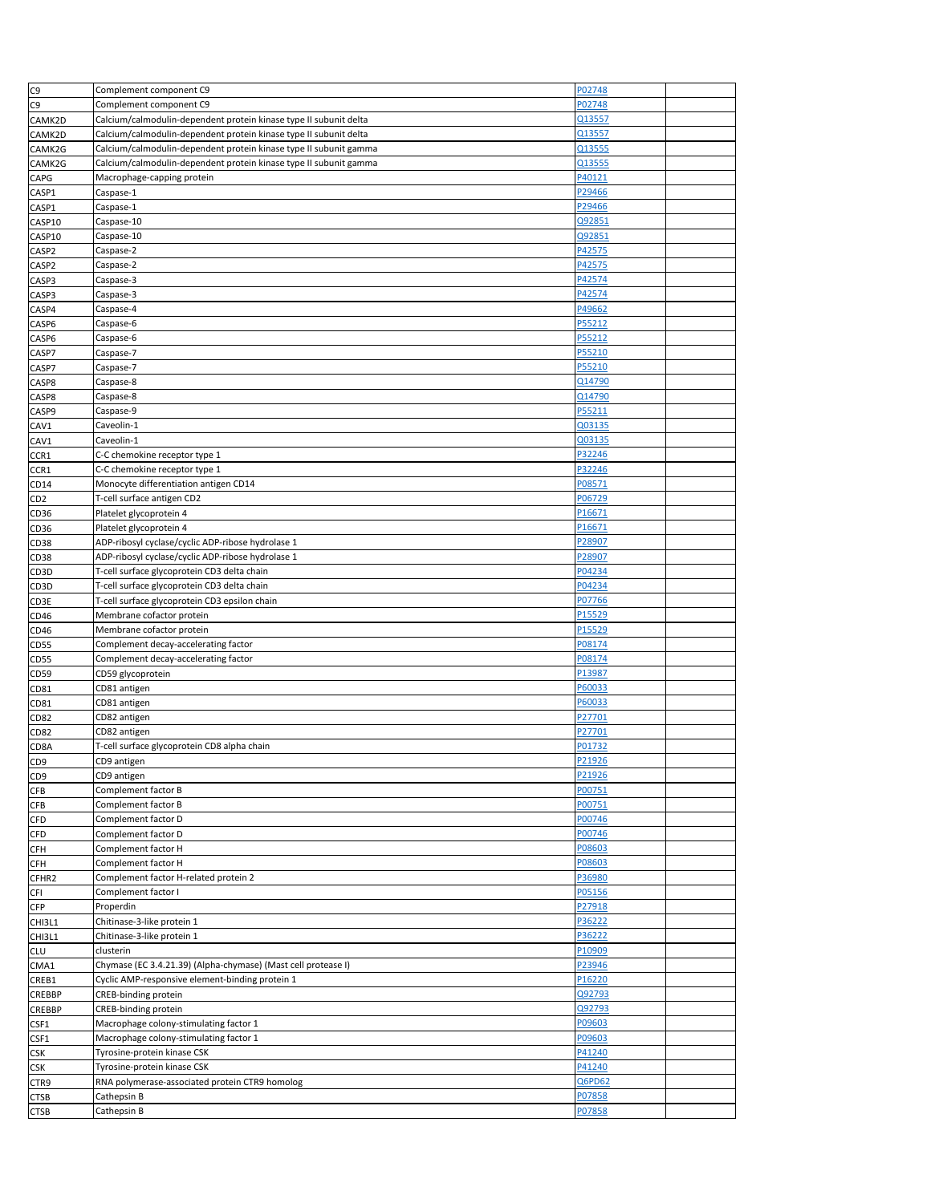| | | | |
|---|---|---|---|
| C9 | Complement component C9 | P02748 | |
| C9 | Complement component C9 | P02748 | |
| CAMK2D | Calcium/calmodulin-dependent protein kinase type II subunit delta | Q13557 | |
| CAMK2D | Calcium/calmodulin-dependent protein kinase type II subunit delta | Q13557 | |
| CAMK2G | Calcium/calmodulin-dependent protein kinase type II subunit gamma | Q13555 | |
| CAMK2G | Calcium/calmodulin-dependent protein kinase type II subunit gamma | Q13555 | |
| CAPG | Macrophage-capping protein | P40121 | |
| CASP1 | Caspase-1 | P29466 | |
| CASP1 | Caspase-1 | P29466 | |
| CASP10 | Caspase-10 | Q92851 | |
| CASP10 | Caspase-10 | Q92851 | |
| CASP2 | Caspase-2 | P42575 | |
| CASP2 | Caspase-2 | P42575 | |
| CASP3 | Caspase-3 | P42574 | |
| CASP3 | Caspase-3 | P42574 | |
| CASP4 | Caspase-4 | P49662 | |
| CASP6 | Caspase-6 | P55212 | |
| CASP6 | Caspase-6 | P55212 | |
| CASP7 | Caspase-7 | P55210 | |
| CASP7 | Caspase-7 | P55210 | |
| CASP8 | Caspase-8 | Q14790 | |
| CASP8 | Caspase-8 | Q14790 | |
| CASP9 | Caspase-9 | P55211 | |
| CAV1 | Caveolin-1 | Q03135 | |
| CAV1 | Caveolin-1 | Q03135 | |
| CCR1 | C-C chemokine receptor type 1 | P32246 | |
| CCR1 | C-C chemokine receptor type 1 | P32246 | |
| CD14 | Monocyte differentiation antigen CD14 | P08571 | |
| CD2 | T-cell surface antigen CD2 | P06729 | |
| CD36 | Platelet glycoprotein 4 | P16671 | |
| CD36 | Platelet glycoprotein 4 | P16671 | |
| CD38 | ADP-ribosyl cyclase/cyclic ADP-ribose hydrolase 1 | P28907 | |
| CD38 | ADP-ribosyl cyclase/cyclic ADP-ribose hydrolase 1 | P28907 | |
| CD3D | T-cell surface glycoprotein CD3 delta chain | P04234 | |
| CD3D | T-cell surface glycoprotein CD3 delta chain | P04234 | |
| CD3E | T-cell surface glycoprotein CD3 epsilon chain | P07766 | |
| CD46 | Membrane cofactor protein | P15529 | |
| CD46 | Membrane cofactor protein | P15529 | |
| CD55 | Complement decay-accelerating factor | P08174 | |
| CD55 | Complement decay-accelerating factor | P08174 | |
| CD59 | CD59 glycoprotein | P13987 | |
| CD81 | CD81 antigen | P60033 | |
| CD81 | CD81 antigen | P60033 | |
| CD82 | CD82 antigen | P27701 | |
| CD82 | CD82 antigen | P27701 | |
| CD8A | T-cell surface glycoprotein CD8 alpha chain | P01732 | |
| CD9 | CD9 antigen | P21926 | |
| CD9 | CD9 antigen | P21926 | |
| CFB | Complement factor B | P00751 | |
| CFB | Complement factor B | P00751 | |
| CFD | Complement factor D | P00746 | |
| CFD | Complement factor D | P00746 | |
| CFH | Complement factor H | P08603 | |
| CFH | Complement factor H | P08603 | |
| CFHR2 | Complement factor H-related protein 2 | P36980 | |
| CFI | Complement factor I | P05156 | |
| CFP | Properdin | P27918 | |
| CHI3L1 | Chitinase-3-like protein 1 | P36222 | |
| CHI3L1 | Chitinase-3-like protein 1 | P36222 | |
| CLU | clusterin | P10909 | |
| CMA1 | Chymase (EC 3.4.21.39) (Alpha-chymase) (Mast cell protease I) | P23946 | |
| CREB1 | Cyclic AMP-responsive element-binding protein 1 | P16220 | |
| CREBBP | CREB-binding protein | Q92793 | |
| CREBBP | CREB-binding protein | Q92793 | |
| CSF1 | Macrophage colony-stimulating factor 1 | P09603 | |
| CSF1 | Macrophage colony-stimulating factor 1 | P09603 | |
| CSK | Tyrosine-protein kinase CSK | P41240 | |
| CSK | Tyrosine-protein kinase CSK | P41240 | |
| CTR9 | RNA polymerase-associated protein CTR9 homolog | Q6PD62 | |
| CTSB | Cathepsin B | P07858 | |
| CTSB | Cathepsin B | P07858 | |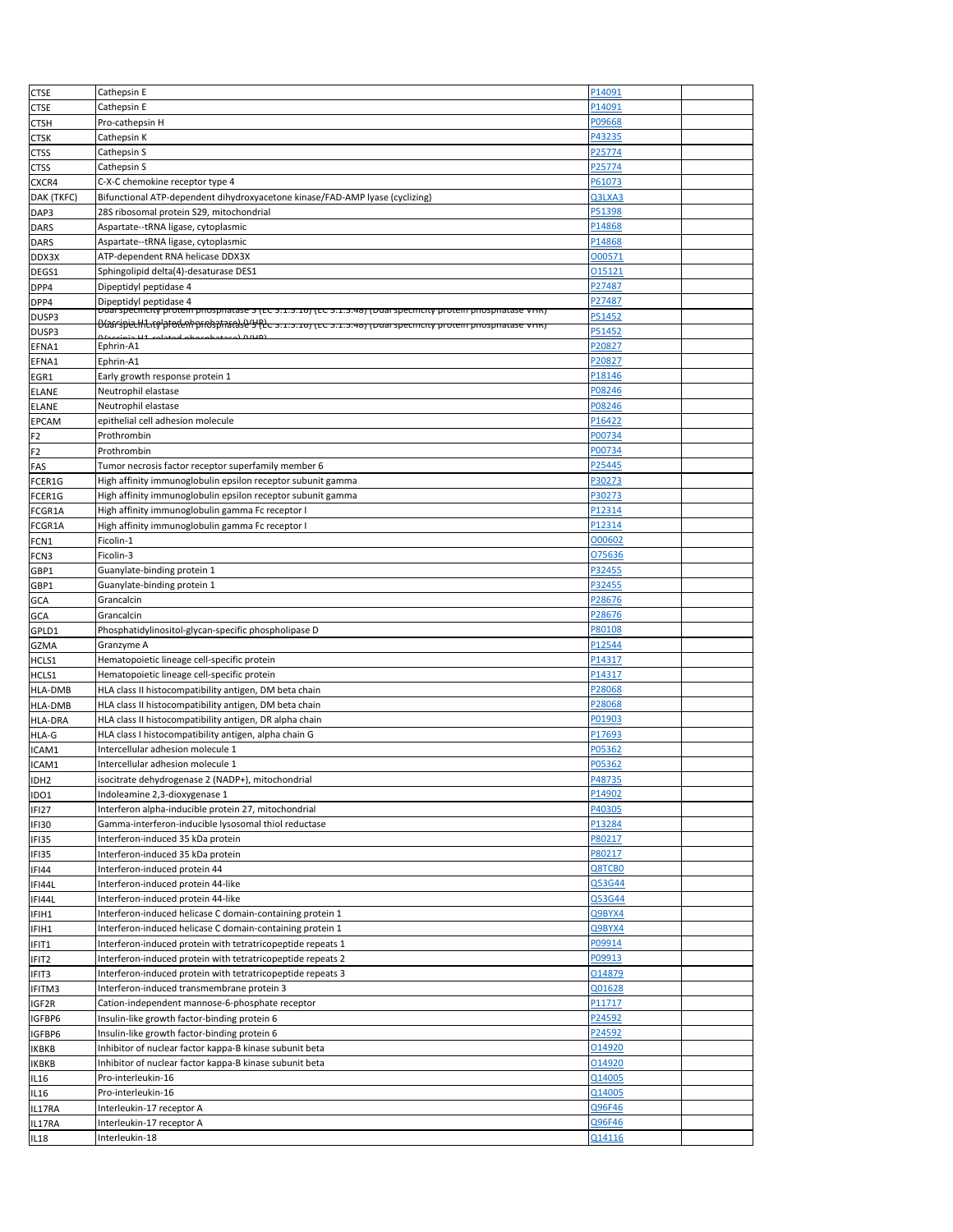| CTSE | Cathepsin E | P14091 | |
|---|---|---|---|
| CTSE | Cathepsin E | P14091 | |
| CTSH | Pro-cathepsin H | P09668 | |
| CTSK | Cathepsin K | P43235 | |
| CTSS | Cathepsin S | P25774 | |
| CTSS | Cathepsin S | P25774 | |
| CXCR4 | C-X-C chemokine receptor type 4 | P61073 | |
| DAK (TKFC) | Bifunctional ATP-dependent dihydroxyacetone kinase/FAD-AMP lyase (cyclizing) | Q3LXA3 | |
| DAP3 | 28S ribosomal protein S29, mitochondrial | P51398 | |
| DARS | Aspartate--tRNA ligase, cytoplasmic | P14868 | |
| DARS | Aspartate--tRNA ligase, cytoplasmic | P14868 | |
| DDX3X | ATP-dependent RNA helicase DDX3X | O00571 | |
| DEGS1 | Sphingolipid delta(4)-desaturase DES1 | O15121 | |
| DPP4 | Dipeptidyl peptidase 4 | P27487 | |
| DPP4 | Dipeptidyl peptidase 4 | P27487 | |
| DUSP3 | Dual specificity protein phosphatase 3 (EC 3.1.3.16) (EC 3.1.3.48) (Dual specificity protein phosphatase VHR) (Vaccinia H1-related phosphatase) (VHR) | P51452 | |
| DUSP3 | Dual specificity protein phosphatase 3 (EC 3.1.3.16) (EC 3.1.3.48) (Dual specificity protein phosphatase VHR) (Vaccinia H1-related phosphatase) (VHR) | P51452 | |
| EFNA1 | Ephrin-A1 | P20827 | |
| EFNA1 | Ephrin-A1 | P20827 | |
| EGR1 | Early growth response protein 1 | P18146 | |
| ELANE | Neutrophil elastase | P08246 | |
| ELANE | Neutrophil elastase | P08246 | |
| EPCAM | epithelial cell adhesion molecule | P16422 | |
| F2 | Prothrombin | P00734 | |
| F2 | Prothrombin | P00734 | |
| FAS | Tumor necrosis factor receptor superfamily member 6 | P25445 | |
| FCER1G | High affinity immunoglobulin epsilon receptor subunit gamma | P30273 | |
| FCER1G | High affinity immunoglobulin epsilon receptor subunit gamma | P30273 | |
| FCGR1A | High affinity immunoglobulin gamma Fc receptor I | P12314 | |
| FCGR1A | High affinity immunoglobulin gamma Fc receptor I | P12314 | |
| FCN1 | Ficolin-1 | O00602 | |
| FCN3 | Ficolin-3 | O75636 | |
| GBP1 | Guanylate-binding protein 1 | P32455 | |
| GBP1 | Guanylate-binding protein 1 | P32455 | |
| GCA | Grancalcin | P28676 | |
| GCA | Grancalcin | P28676 | |
| GPLD1 | Phosphatidylinositol-glycan-specific phospholipase D | P80108 | |
| GZMA | Granzyme A | P12544 | |
| HCLS1 | Hematopoietic lineage cell-specific protein | P14317 | |
| HCLS1 | Hematopoietic lineage cell-specific protein | P14317 | |
| HLA-DMB | HLA class II histocompatibility antigen, DM beta chain | P28068 | |
| HLA-DMB | HLA class II histocompatibility antigen, DM beta chain | P28068 | |
| HLA-DRA | HLA class II histocompatibility antigen, DR alpha chain | P01903 | |
| HLA-G | HLA class I histocompatibility antigen, alpha chain G | P17693 | |
| ICAM1 | Intercellular adhesion molecule 1 | P05362 | |
| ICAM1 | Intercellular adhesion molecule 1 | P05362 | |
| IDH2 | isocitrate dehydrogenase 2 (NADP+), mitochondrial | P48735 | |
| IDO1 | Indoleamine 2,3-dioxygenase 1 | P14902 | |
| IFI27 | Interferon alpha-inducible protein 27, mitochondrial | P40305 | |
| IFI30 | Gamma-interferon-inducible lysosomal thiol reductase | P13284 | |
| IFI35 | Interferon-induced 35 kDa protein | P80217 | |
| IFI35 | Interferon-induced 35 kDa protein | P80217 | |
| IFI44 | Interferon-induced protein 44 | Q8TCB0 | |
| IFI44L | Interferon-induced protein 44-like | Q53G44 | |
| IFI44L | Interferon-induced protein 44-like | Q53G44 | |
| IFIH1 | Interferon-induced helicase C domain-containing protein 1 | Q9BYX4 | |
| IFIH1 | Interferon-induced helicase C domain-containing protein 1 | Q9BYX4 | |
| IFIT1 | Interferon-induced protein with tetratricopeptide repeats 1 | P09914 | |
| IFIT2 | Interferon-induced protein with tetratricopeptide repeats 2 | P09913 | |
| IFIT3 | Interferon-induced protein with tetratricopeptide repeats 3 | O14879 | |
| IFITM3 | Interferon-induced transmembrane protein 3 | Q01628 | |
| IGF2R | Cation-independent mannose-6-phosphate receptor | P11717 | |
| IGFBP6 | Insulin-like growth factor-binding protein 6 | P24592 | |
| IGFBP6 | Insulin-like growth factor-binding protein 6 | P24592 | |
| IKBKB | Inhibitor of nuclear factor kappa-B kinase subunit beta | O14920 | |
| IKBKB | Inhibitor of nuclear factor kappa-B kinase subunit beta | O14920 | |
| IL16 | Pro-interleukin-16 | Q14005 | |
| IL16 | Pro-interleukin-16 | Q14005 | |
| IL17RA | Interleukin-17 receptor A | Q96F46 | |
| IL17RA | Interleukin-17 receptor A | Q96F46 | |
| IL18 | Interleukin-18 | Q14116 | |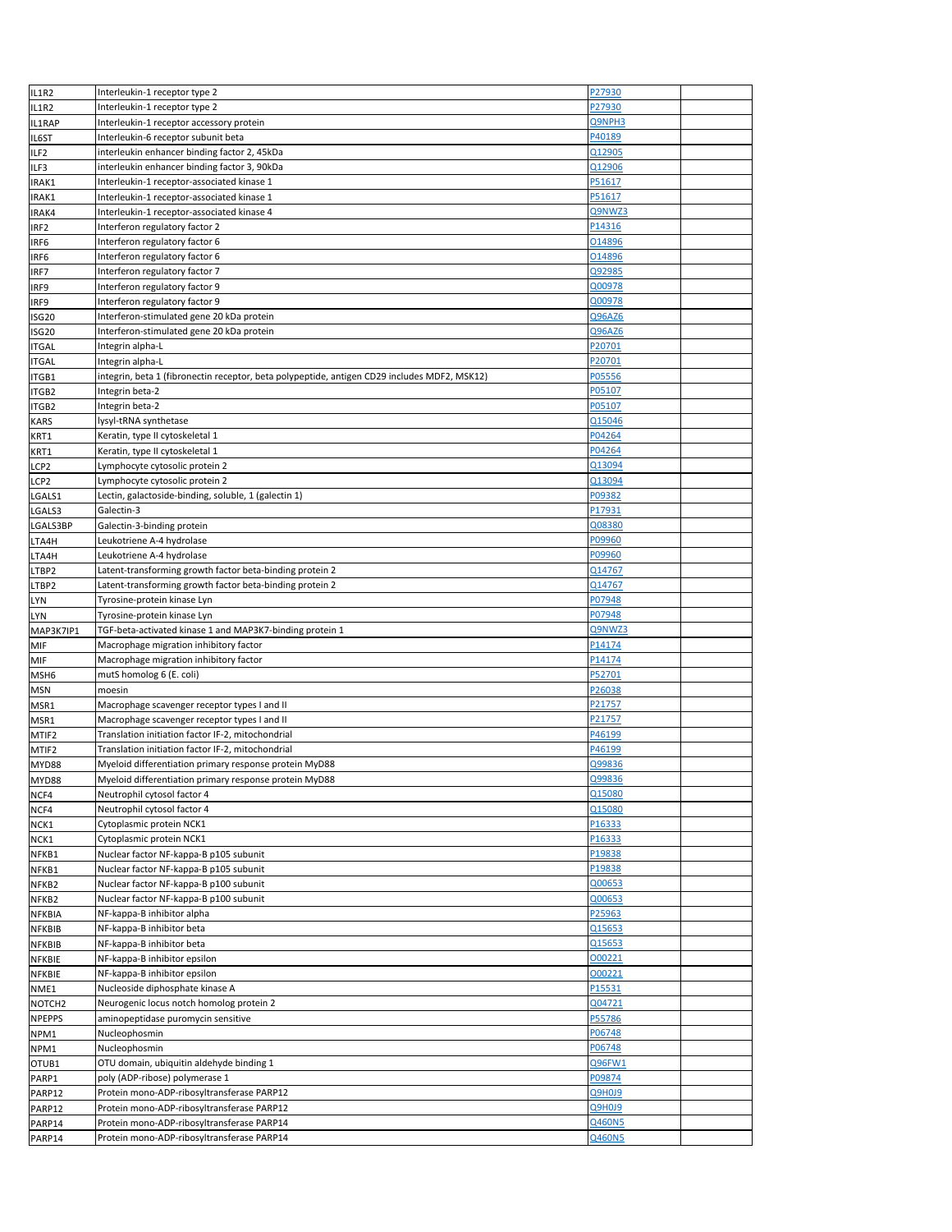| | | | |
|---|---|---|---|
| IL1R2 | Interleukin-1 receptor type 2 | P27930 | |
| IL1R2 | Interleukin-1 receptor type 2 | P27930 | |
| IL1RAP | Interleukin-1 receptor accessory protein | Q9NPH3 | |
| IL6ST | Interleukin-6 receptor subunit beta | P40189 | |
| ILF2 | interleukin enhancer binding factor 2, 45kDa | Q12905 | |
| ILF3 | interleukin enhancer binding factor 3, 90kDa | Q12906 | |
| IRAK1 | Interleukin-1 receptor-associated kinase 1 | P51617 | |
| IRAK1 | Interleukin-1 receptor-associated kinase 1 | P51617 | |
| IRAK4 | Interleukin-1 receptor-associated kinase 4 | Q9NWZ3 | |
| IRF2 | Interferon regulatory factor 2 | P14316 | |
| IRF6 | Interferon regulatory factor 6 | O14896 | |
| IRF6 | Interferon regulatory factor 6 | O14896 | |
| IRF7 | Interferon regulatory factor 7 | Q92985 | |
| IRF9 | Interferon regulatory factor 9 | Q00978 | |
| IRF9 | Interferon regulatory factor 9 | Q00978 | |
| ISG20 | Interferon-stimulated gene 20 kDa protein | Q96AZ6 | |
| ISG20 | Interferon-stimulated gene 20 kDa protein | Q96AZ6 | |
| ITGAL | Integrin alpha-L | P20701 | |
| ITGAL | Integrin alpha-L | P20701 | |
| ITGB1 | integrin, beta 1 (fibronectin receptor, beta polypeptide, antigen CD29 includes MDF2, MSK12) | P05556 | |
| ITGB2 | Integrin beta-2 | P05107 | |
| ITGB2 | Integrin beta-2 | P05107 | |
| KARS | lysyl-tRNA synthetase | Q15046 | |
| KRT1 | Keratin, type II cytoskeletal 1 | P04264 | |
| KRT1 | Keratin, type II cytoskeletal 1 | P04264 | |
| LCP2 | Lymphocyte cytosolic protein 2 | Q13094 | |
| LCP2 | Lymphocyte cytosolic protein 2 | Q13094 | |
| LGALS1 | Lectin, galactoside-binding, soluble, 1 (galectin 1) | P09382 | |
| LGALS3 | Galectin-3 | P17931 | |
| LGALS3BP | Galectin-3-binding protein | Q08380 | |
| LTA4H | Leukotriene A-4 hydrolase | P09960 | |
| LTA4H | Leukotriene A-4 hydrolase | P09960 | |
| LTBP2 | Latent-transforming growth factor beta-binding protein 2 | Q14767 | |
| LTBP2 | Latent-transforming growth factor beta-binding protein 2 | Q14767 | |
| LYN | Tyrosine-protein kinase Lyn | P07948 | |
| LYN | Tyrosine-protein kinase Lyn | P07948 | |
| MAP3K7IP1 | TGF-beta-activated kinase 1 and MAP3K7-binding protein 1 | Q9NWZ3 | |
| MIF | Macrophage migration inhibitory factor | P14174 | |
| MIF | Macrophage migration inhibitory factor | P14174 | |
| MSH6 | mutS homolog 6 (E. coli) | P52701 | |
| MSN | moesin | P26038 | |
| MSR1 | Macrophage scavenger receptor types I and II | P21757 | |
| MSR1 | Macrophage scavenger receptor types I and II | P21757 | |
| MTIF2 | Translation initiation factor IF-2, mitochondrial | P46199 | |
| MTIF2 | Translation initiation factor IF-2, mitochondrial | P46199 | |
| MYD88 | Myeloid differentiation primary response protein MyD88 | Q99836 | |
| MYD88 | Myeloid differentiation primary response protein MyD88 | Q99836 | |
| NCF4 | Neutrophil cytosol factor 4 | Q15080 | |
| NCF4 | Neutrophil cytosol factor 4 | Q15080 | |
| NCK1 | Cytoplasmic protein NCK1 | P16333 | |
| NCK1 | Cytoplasmic protein NCK1 | P16333 | |
| NFKB1 | Nuclear factor NF-kappa-B p105 subunit | P19838 | |
| NFKB1 | Nuclear factor NF-kappa-B p105 subunit | P19838 | |
| NFKB2 | Nuclear factor NF-kappa-B p100 subunit | Q00653 | |
| NFKB2 | Nuclear factor NF-kappa-B p100 subunit | Q00653 | |
| NFKBIA | NF-kappa-B inhibitor alpha | P25963 | |
| NFKBIB | NF-kappa-B inhibitor beta | Q15653 | |
| NFKBIB | NF-kappa-B inhibitor beta | Q15653 | |
| NFKBIE | NF-kappa-B inhibitor epsilon | O00221 | |
| NFKBIE | NF-kappa-B inhibitor epsilon | O00221 | |
| NME1 | Nucleoside diphosphate kinase A | P15531 | |
| NOTCH2 | Neurogenic locus notch homolog protein 2 | Q04721 | |
| NPEPPS | aminopeptidase puromycin sensitive | P55786 | |
| NPM1 | Nucleophosmin | P06748 | |
| NPM1 | Nucleophosmin | P06748 | |
| OTUB1 | OTU domain, ubiquitin aldehyde binding 1 | Q96FW1 | |
| PARP1 | poly (ADP-ribose) polymerase 1 | P09874 | |
| PARP12 | Protein mono-ADP-ribosyltransferase PARP12 | Q9H0J9 | |
| PARP12 | Protein mono-ADP-ribosyltransferase PARP12 | Q9H0J9 | |
| PARP14 | Protein mono-ADP-ribosyltransferase PARP14 | Q460N5 | |
| PARP14 | Protein mono-ADP-ribosyltransferase PARP14 | Q460N5 | |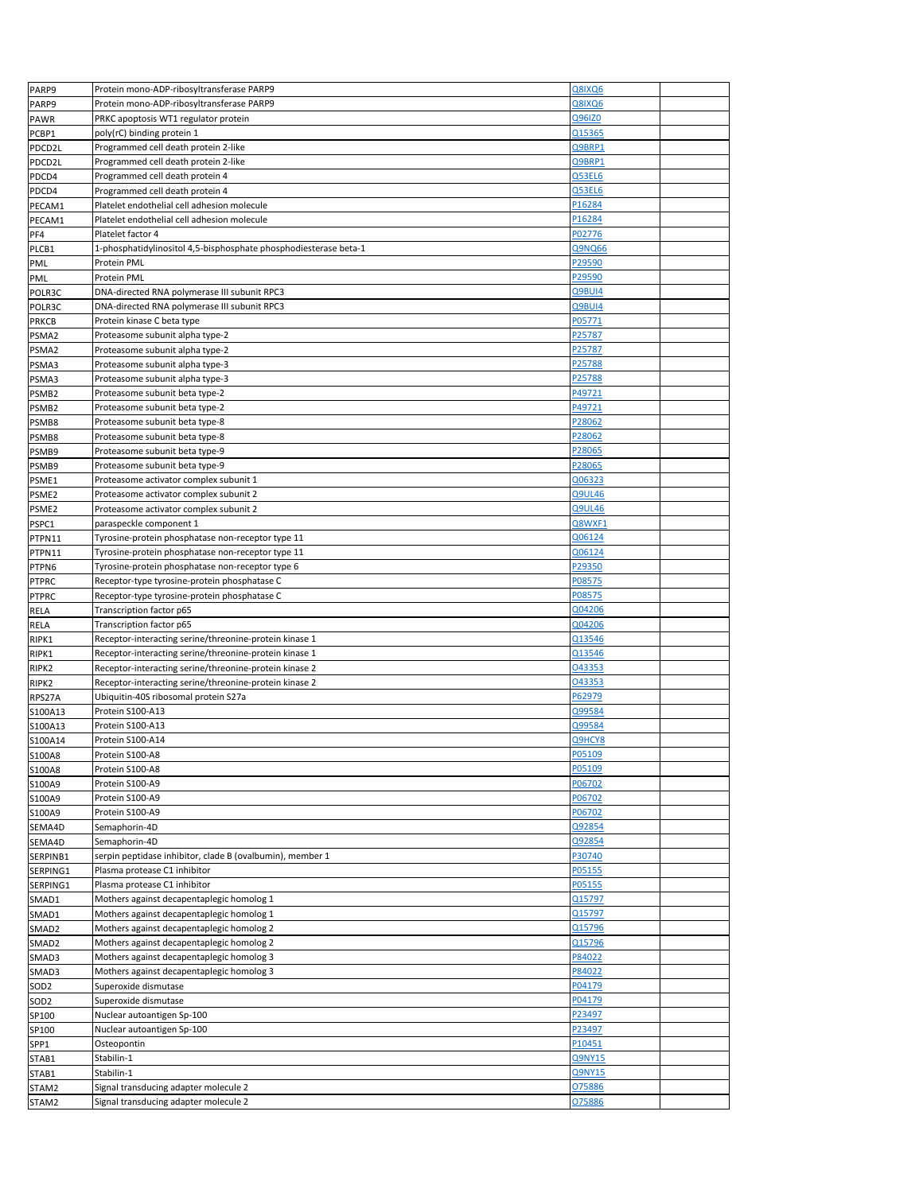| PARP9 | Protein mono-ADP-ribosyltransferase PARP9 | Q8IXQ6 | |
|---|---|---|---|
| PARP9 | Protein mono-ADP-ribosyltransferase PARP9 | Q8IXQ6 | |
| PAWR | PRKC apoptosis WT1 regulator protein | Q96IZ0 | |
| PCBP1 | poly(rC) binding protein 1 | Q15365 | |
| PDCD2L | Programmed cell death protein 2-like | Q9BRP1 | |
| PDCD2L | Programmed cell death protein 2-like | Q9BRP1 | |
| PDCD4 | Programmed cell death protein 4 | Q53EL6 | |
| PDCD4 | Programmed cell death protein 4 | Q53EL6 | |
| PECAM1 | Platelet endothelial cell adhesion molecule | P16284 | |
| PECAM1 | Platelet endothelial cell adhesion molecule | P16284 | |
| PF4 | Platelet factor 4 | P02776 | |
| PLCB1 | 1-phosphatidylinositol 4,5-bisphosphate phosphodiesterase beta-1 | Q9NQ66 | |
| PML | Protein PML | P29590 | |
| PML | Protein PML | P29590 | |
| POLR3C | DNA-directed RNA polymerase III subunit RPC3 | Q9BUI4 | |
| POLR3C | DNA-directed RNA polymerase III subunit RPC3 | Q9BUI4 | |
| PRKCB | Protein kinase C beta type | P05771 | |
| PSMA2 | Proteasome subunit alpha type-2 | P25787 | |
| PSMA2 | Proteasome subunit alpha type-2 | P25787 | |
| PSMA3 | Proteasome subunit alpha type-3 | P25788 | |
| PSMA3 | Proteasome subunit alpha type-3 | P25788 | |
| PSMB2 | Proteasome subunit beta type-2 | P49721 | |
| PSMB2 | Proteasome subunit beta type-2 | P49721 | |
| PSMB8 | Proteasome subunit beta type-8 | P28062 | |
| PSMB8 | Proteasome subunit beta type-8 | P28062 | |
| PSMB9 | Proteasome subunit beta type-9 | P28065 | |
| PSMB9 | Proteasome subunit beta type-9 | P28065 | |
| PSME1 | Proteasome activator complex subunit 1 | Q06323 | |
| PSME2 | Proteasome activator complex subunit 2 | Q9UL46 | |
| PSME2 | Proteasome activator complex subunit 2 | Q9UL46 | |
| PSPC1 | paraspeckle component 1 | Q8WXF1 | |
| PTPN11 | Tyrosine-protein phosphatase non-receptor type 11 | Q06124 | |
| PTPN11 | Tyrosine-protein phosphatase non-receptor type 11 | Q06124 | |
| PTPN6 | Tyrosine-protein phosphatase non-receptor type 6 | P29350 | |
| PTPRC | Receptor-type tyrosine-protein phosphatase C | P08575 | |
| PTPRC | Receptor-type tyrosine-protein phosphatase C | P08575 | |
| RELA | Transcription factor p65 | Q04206 | |
| RELA | Transcription factor p65 | Q04206 | |
| RIPK1 | Receptor-interacting serine/threonine-protein kinase 1 | Q13546 | |
| RIPK1 | Receptor-interacting serine/threonine-protein kinase 1 | Q13546 | |
| RIPK2 | Receptor-interacting serine/threonine-protein kinase 2 | O43353 | |
| RIPK2 | Receptor-interacting serine/threonine-protein kinase 2 | O43353 | |
| RPS27A | Ubiquitin-40S ribosomal protein S27a | P62979 | |
| S100A13 | Protein S100-A13 | Q99584 | |
| S100A13 | Protein S100-A13 | Q99584 | |
| S100A14 | Protein S100-A14 | Q9HCY8 | |
| S100A8 | Protein S100-A8 | P05109 | |
| S100A8 | Protein S100-A8 | P05109 | |
| S100A9 | Protein S100-A9 | P06702 | |
| S100A9 | Protein S100-A9 | P06702 | |
| S100A9 | Protein S100-A9 | P06702 | |
| SEMA4D | Semaphorin-4D | Q92854 | |
| SEMA4D | Semaphorin-4D | Q92854 | |
| SERPINB1 | serpin peptidase inhibitor, clade B (ovalbumin), member 1 | P30740 | |
| SERPING1 | Plasma protease C1 inhibitor | P05155 | |
| SERPING1 | Plasma protease C1 inhibitor | P05155 | |
| SMAD1 | Mothers against decapentaplegic homolog 1 | Q15797 | |
| SMAD1 | Mothers against decapentaplegic homolog 1 | Q15797 | |
| SMAD2 | Mothers against decapentaplegic homolog 2 | Q15796 | |
| SMAD2 | Mothers against decapentaplegic homolog 2 | Q15796 | |
| SMAD3 | Mothers against decapentaplegic homolog 3 | P84022 | |
| SMAD3 | Mothers against decapentaplegic homolog 3 | P84022 | |
| SOD2 | Superoxide dismutase | P04179 | |
| SOD2 | Superoxide dismutase | P04179 | |
| SP100 | Nuclear autoantigen Sp-100 | P23497 | |
| SP100 | Nuclear autoantigen Sp-100 | P23497 | |
| SPP1 | Osteopontin | P10451 | |
| STAB1 | Stabilin-1 | Q9NY15 | |
| STAB1 | Stabilin-1 | Q9NY15 | |
| STAM2 | Signal transducing adapter molecule 2 | O75886 | |
| STAM2 | Signal transducing adapter molecule 2 | O75886 | |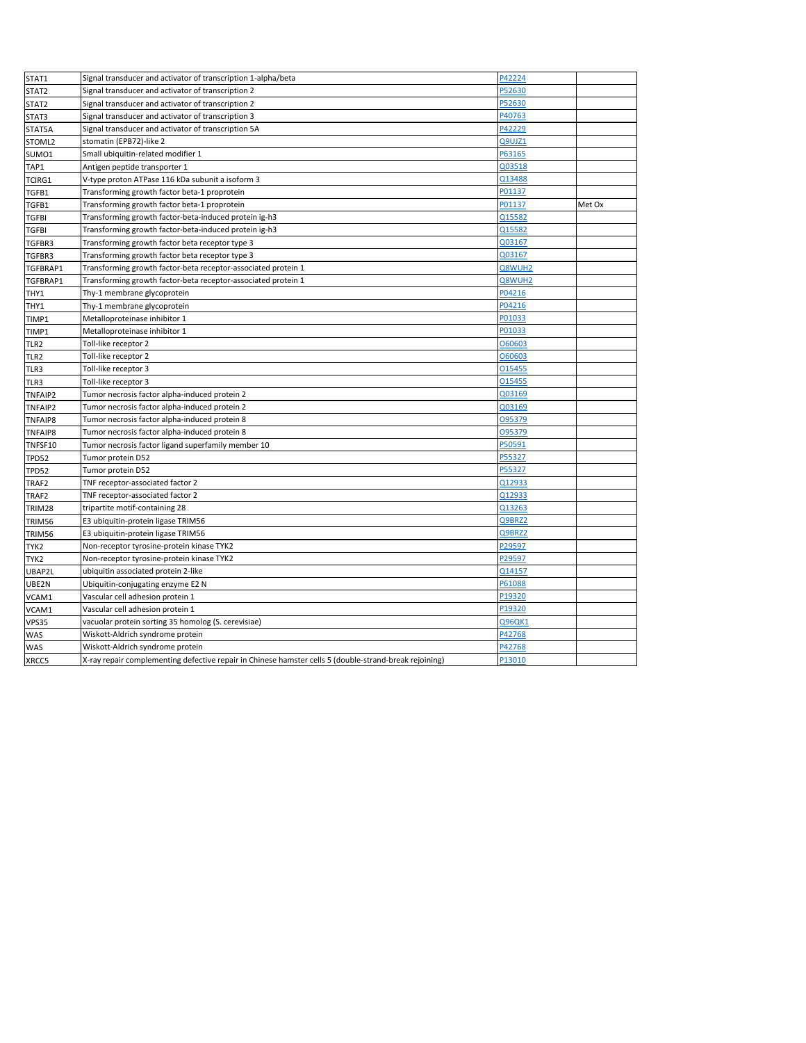| | | | |
|---|---|---|---|
| STAT1 | Signal transducer and activator of transcription 1-alpha/beta | P42224 | |
| STAT2 | Signal transducer and activator of transcription 2 | P52630 | |
| STAT2 | Signal transducer and activator of transcription 2 | P52630 | |
| STAT3 | Signal transducer and activator of transcription 3 | P40763 | |
| STAT5A | Signal transducer and activator of transcription 5A | P42229 | |
| STOML2 | stomatin (EPB72)-like 2 | Q9UJZ1 | |
| SUMO1 | Small ubiquitin-related modifier 1 | P63165 | |
| TAP1 | Antigen peptide transporter 1 | Q03518 | |
| TCIRG1 | V-type proton ATPase 116 kDa subunit a isoform 3 | Q13488 | |
| TGFB1 | Transforming growth factor beta-1 proprotein | P01137 | |
| TGFB1 | Transforming growth factor beta-1 proprotein | P01137 | Met Ox |
| TGFBI | Transforming growth factor-beta-induced protein ig-h3 | Q15582 | |
| TGFBI | Transforming growth factor-beta-induced protein ig-h3 | Q15582 | |
| TGFBR3 | Transforming growth factor beta receptor type 3 | Q03167 | |
| TGFBR3 | Transforming growth factor beta receptor type 3 | Q03167 | |
| TGFBRAP1 | Transforming growth factor-beta receptor-associated protein 1 | Q8WUH2 | |
| TGFBRAP1 | Transforming growth factor-beta receptor-associated protein 1 | Q8WUH2 | |
| THY1 | Thy-1 membrane glycoprotein | P04216 | |
| THY1 | Thy-1 membrane glycoprotein | P04216 | |
| TIMP1 | Metalloproteinase inhibitor 1 | P01033 | |
| TIMP1 | Metalloproteinase inhibitor 1 | P01033 | |
| TLR2 | Toll-like receptor 2 | O60603 | |
| TLR2 | Toll-like receptor 2 | O60603 | |
| TLR3 | Toll-like receptor 3 | O15455 | |
| TLR3 | Toll-like receptor 3 | O15455 | |
| TNFAIP2 | Tumor necrosis factor alpha-induced protein 2 | Q03169 | |
| TNFAIP2 | Tumor necrosis factor alpha-induced protein 2 | Q03169 | |
| TNFAIP8 | Tumor necrosis factor alpha-induced protein 8 | O95379 | |
| TNFAIP8 | Tumor necrosis factor alpha-induced protein 8 | O95379 | |
| TNFSF10 | Tumor necrosis factor ligand superfamily member 10 | P50591 | |
| TPD52 | Tumor protein D52 | P55327 | |
| TPD52 | Tumor protein D52 | P55327 | |
| TRAF2 | TNF receptor-associated factor 2 | Q12933 | |
| TRAF2 | TNF receptor-associated factor 2 | Q12933 | |
| TRIM28 | tripartite motif-containing 28 | Q13263 | |
| TRIM56 | E3 ubiquitin-protein ligase TRIM56 | Q9BRZ2 | |
| TRIM56 | E3 ubiquitin-protein ligase TRIM56 | Q9BRZ2 | |
| TYK2 | Non-receptor tyrosine-protein kinase TYK2 | P29597 | |
| TYK2 | Non-receptor tyrosine-protein kinase TYK2 | P29597 | |
| UBAP2L | ubiquitin associated protein 2-like | Q14157 | |
| UBE2N | Ubiquitin-conjugating enzyme E2 N | P61088 | |
| VCAM1 | Vascular cell adhesion protein 1 | P19320 | |
| VCAM1 | Vascular cell adhesion protein 1 | P19320 | |
| VPS35 | vacuolar protein sorting 35 homolog (S. cerevisiae) | Q96QK1 | |
| WAS | Wiskott-Aldrich syndrome protein | P42768 | |
| WAS | Wiskott-Aldrich syndrome protein | P42768 | |
| XRCC5 | X-ray repair complementing defective repair in Chinese hamster cells 5 (double-strand-break rejoining) | P13010 | |